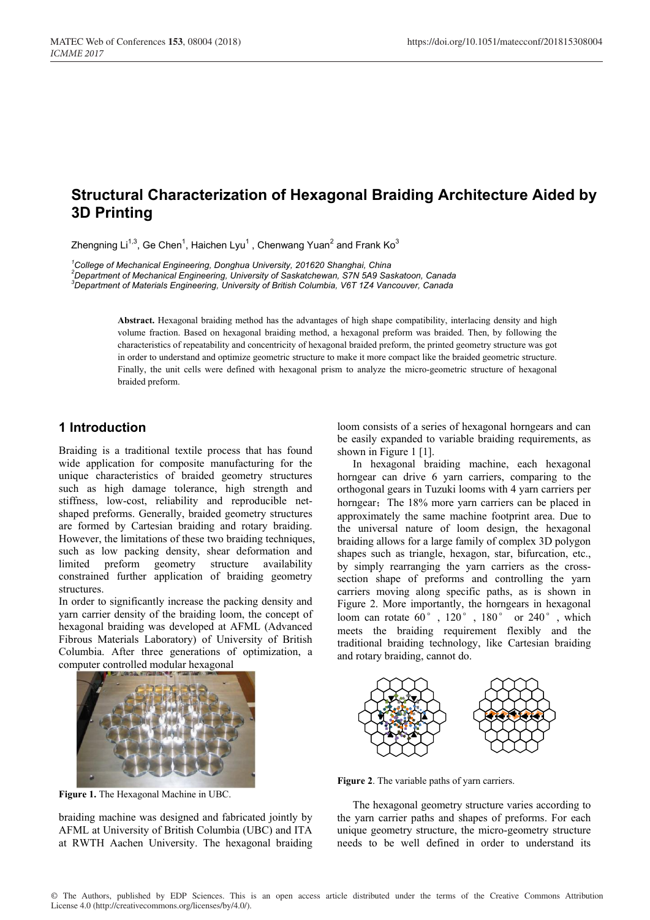# Structural Characterization of Hexagonal Braiding Architecture Aided by 3D Printing

Zhengning Li[1,3], Ge Chen[1], Haichen Lyu[1], Chenwang Yuan[2] and Frank Ko[3]

[1] *College of Mechanical Engineering, Donghua University, 201620 Shanghai, China*
[2] *Department of Mechanical Engineering, University of Saskatchewan, S7N 5A9 Saskatoon, Canada*
[3] *Department of Materials Engineering, University of British Columbia, V6T 1Z4 Vancouver, Canada*

**Abstract.** Hexagonal braiding method has the advantages of high shape compatibility, interlacing density and high volume fraction. Based on hexagonal braiding method, a hexagonal preform was braided. Then, by following the characteristics of repeatability and concentricity of hexagonal braided preform, the printed geometry structure was got in order to understand and optimize geometric structure to make it more compact like the braided geometric structure. Finally, the unit cells were defined with hexagonal prism to analyze the micro-geometric structure of hexagonal braided preform.

## 1 Introduction

Braiding is a traditional textile process that has found wide application for composite manufacturing for the unique characteristics of braided geometry structures such as high damage tolerance, high strength and stiffness, low-cost, reliability and reproducible net-shaped preforms. Generally, braided geometry structures are formed by Cartesian braiding and rotary braiding. However, the limitations of these two braiding techniques, such as low packing density, shear deformation and limited preform geometry structure availability constrained further application of braiding geometry structures.

In order to significantly increase the packing density and yarn carrier density of the braiding loom, the concept of hexagonal braiding was developed at AFML (Advanced Fibrous Materials Laboratory) of University of British Columbia. After three generations of optimization, a computer controlled modular hexagonal braiding machine was designed and fabricated jointly by AFML at University of British Columbia (UBC) and ITA at RWTH Aachen University. The hexagonal braiding loom consists of a series of hexagonal horngears and can be easily expanded to variable braiding requirements, as shown in Figure 1 [1].

**Figure 1.** The Hexagonal Machine in UBC.

In hexagonal braiding machine, each hexagonal horngear can drive 6 yarn carriers, comparing to the orthogonal gears in Tuzuki looms with 4 yarn carriers per horngear；The 18% more yarn carriers can be placed in approximately the same machine footprint area. Due to the universal nature of loom design, the hexagonal braiding allows for a large family of complex 3D polygon shapes such as triangle, hexagon, star, bifurcation, etc., by simply rearranging the yarn carriers as the cross-section shape of preforms and controlling the yarn carriers moving along specific paths, as is shown in Figure 2. More importantly, the horngears in hexagonal loom can rotate 60°, 120°, 180° or 240°, which meets the braiding requirement flexibly and the traditional braiding technology, like Cartesian braiding and rotary braiding, cannot do.

**Figure 2**. The variable paths of yarn carriers.

The hexagonal geometry structure varies according to the yarn carrier paths and shapes of preforms. For each unique geometry structure, the micro-geometry structure needs to be well defined in order to understand its

© The Authors, published by EDP Sciences. This is an open access article distributed under the terms of the Creative Commons Attribution License 4.0 (http://creativecommons.org/licenses/by/4.0/).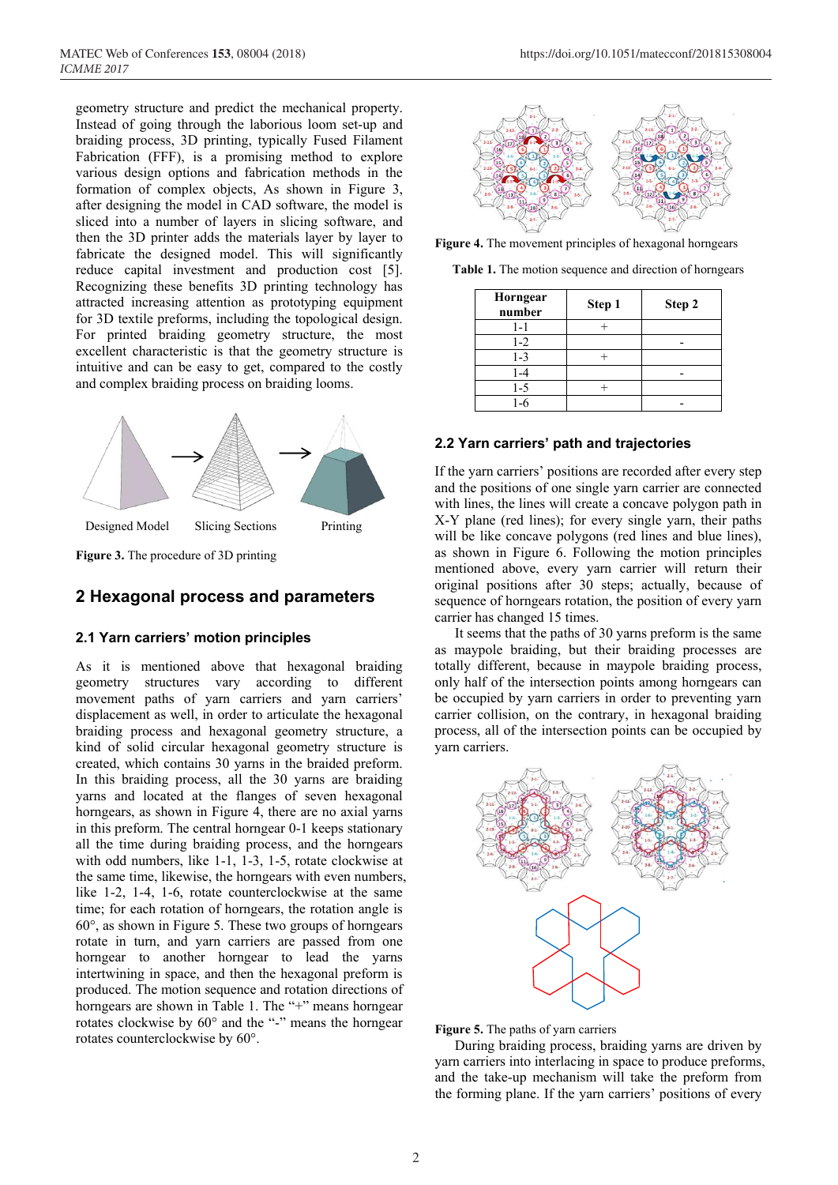geometry structure and predict the mechanical property. Instead of going through the laborious loom set-up and braiding process, 3D printing, typically Fused Filament Fabrication (FFF), is a promising method to explore various design options and fabrication methods in the formation of complex objects, As shown in Figure 3, after designing the model in CAD software, the model is sliced into a number of layers in slicing software, and then the 3D printer adds the materials layer by layer to fabricate the designed model. This will significantly reduce capital investment and production cost [5]. Recognizing these benefits 3D printing technology has attracted increasing attention as prototyping equipment for 3D textile preforms, including the topological design. For printed braiding geometry structure, the most excellent characteristic is that the geometry structure is intuitive and can be easy to get, compared to the costly and complex braiding process on braiding looms.

Designed Model → Slicing Sections → Printing

**Figure 3.** The procedure of 3D printing

## 2 Hexagonal process and parameters

### 2.1 Yarn carriers' motion principles

As it is mentioned above that hexagonal braiding geometry structures vary according to different movement paths of yarn carriers and yarn carriers' displacement as well, in order to articulate the hexagonal braiding process and hexagonal geometry structure, a kind of solid circular hexagonal geometry structure is created, which contains 30 yarns in the braided preform. In this braiding process, all the 30 yarns are braiding yarns and located at the flanges of seven hexagonal horngears, as shown in Figure 4, there are no axial yarns in this preform. The central horngear 0-1 keeps stationary all the time during braiding process, and the horngears with odd numbers, like 1-1, 1-3, 1-5, rotate clockwise at the same time, likewise, the horngears with even numbers, like 1-2, 1-4, 1-6, rotate counterclockwise at the same time; for each rotation of horngears, the rotation angle is 60°, as shown in Figure 5. These two groups of horngears rotate in turn, and yarn carriers are passed from one horngear to another horngear to lead the yarns intertwining in space, and then the hexagonal preform is produced. The motion sequence and rotation directions of horngears are shown in Table 1. The "+" means horngear rotates clockwise by 60° and the "-" means the horngear rotates counterclockwise by 60°.

**Figure 4.** The movement principles of hexagonal horngears

**Table 1.** The motion sequence and direction of horngears

| Horngear number | Step 1 | Step 2 |
|---|---|---|
| 1-1 | + | |
| 1-2 | | - |
| 1-3 | + | |
| 1-4 | | - |
| 1-5 | + | |
| 1-6 | | - |

### 2.2 Yarn carriers' path and trajectories

If the yarn carriers' positions are recorded after every step and the positions of one single yarn carrier are connected with lines, the lines will create a concave polygon path in X-Y plane (red lines); for every single yarn, their paths will be like concave polygons (red lines and blue lines), as shown in Figure 6. Following the motion principles mentioned above, every yarn carrier will return their original positions after 30 steps; actually, because of sequence of horngears rotation, the position of every yarn carrier has changed 15 times.

It seems that the paths of 30 yarns preform is the same as maypole braiding, but their braiding processes are totally different, because in maypole braiding process, only half of the intersection points among horngears can be occupied by yarn carriers in order to preventing yarn carrier collision, on the contrary, in hexagonal braiding process, all of the intersection points can be occupied by yarn carriers.

**Figure 5.** The paths of yarn carriers

During braiding process, braiding yarns are driven by yarn carriers into interlacing in space to produce preforms, and the take-up mechanism will take the preform from the forming plane. If the yarn carriers' positions of every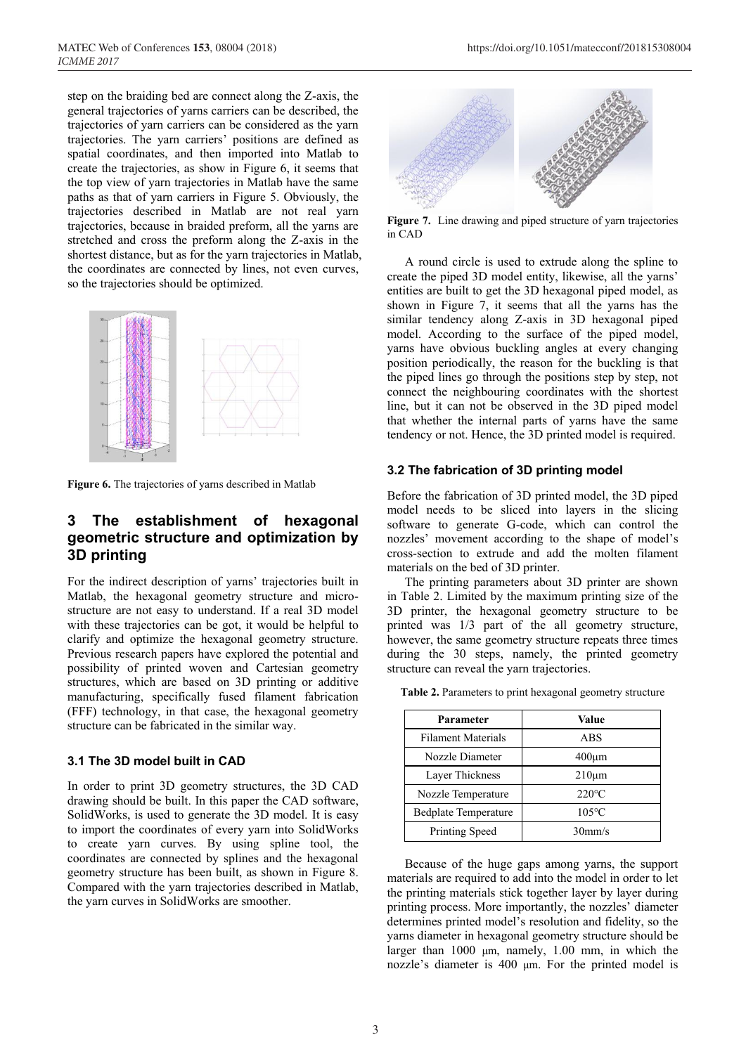step on the braiding bed are connect along the Z-axis, the general trajectories of yarns carriers can be described, the trajectories of yarn carriers can be considered as the yarn trajectories. The yarn carriers' positions are defined as spatial coordinates, and then imported into Matlab to create the trajectories, as show in Figure 6, it seems that the top view of yarn trajectories in Matlab have the same paths as that of yarn carriers in Figure 5. Obviously, the trajectories described in Matlab are not real yarn trajectories, because in braided preform, all the yarns are stretched and cross the preform along the Z-axis in the shortest distance, but as for the yarn trajectories in Matlab, the coordinates are connected by lines, not even curves, so the trajectories should be optimized.

**Figure 6.** The trajectories of yarns described in Matlab

## 3 The establishment of hexagonal geometric structure and optimization by 3D printing

For the indirect description of yarns' trajectories built in Matlab, the hexagonal geometry structure and micro-structure are not easy to understand. If a real 3D model with these trajectories can be got, it would be helpful to clarify and optimize the hexagonal geometry structure. Previous research papers have explored the potential and possibility of printed woven and Cartesian geometry structures, which are based on 3D printing or additive manufacturing, specifically fused filament fabrication (FFF) technology, in that case, the hexagonal geometry structure can be fabricated in the similar way.

### 3.1 The 3D model built in CAD

In order to print 3D geometry structures, the 3D CAD drawing should be built. In this paper the CAD software, SolidWorks, is used to generate the 3D model. It is easy to import the coordinates of every yarn into SolidWorks to create yarn curves. By using spline tool, the coordinates are connected by splines and the hexagonal geometry structure has been built, as shown in Figure 8. Compared with the yarn trajectories described in Matlab, the yarn curves in SolidWorks are smoother.

**Figure 7.** Line drawing and piped structure of yarn trajectories in CAD

A round circle is used to extrude along the spline to create the piped 3D model entity, likewise, all the yarns' entities are built to get the 3D hexagonal piped model, as shown in Figure 7, it seems that all the yarns has the similar tendency along Z-axis in 3D hexagonal piped model. According to the surface of the piped model, yarns have obvious buckling angles at every changing position periodically, the reason for the buckling is that the piped lines go through the positions step by step, not connect the neighbouring coordinates with the shortest line, but it can not be observed in the 3D piped model that whether the internal parts of yarns have the same tendency or not. Hence, the 3D printed model is required.

### 3.2 The fabrication of 3D printing model

Before the fabrication of 3D printed model, the 3D piped model needs to be sliced into layers in the slicing software to generate G-code, which can control the nozzles' movement according to the shape of model's cross-section to extrude and add the molten filament materials on the bed of 3D printer.

The printing parameters about 3D printer are shown in Table 2. Limited by the maximum printing size of the 3D printer, the hexagonal geometry structure to be printed was 1/3 part of the all geometry structure, however, the same geometry structure repeats three times during the 30 steps, namely, the printed geometry structure can reveal the yarn trajectories.

**Table 2.** Parameters to print hexagonal geometry structure

| Parameter | Value |
|---|---|
| Filament Materials | ABS |
| Nozzle Diameter | 400μm |
| Layer Thickness | 210μm |
| Nozzle Temperature | 220℃ |
| Bedplate Temperature | 105℃ |
| Printing Speed | 30mm/s |

Because of the huge gaps among yarns, the support materials are required to add into the model in order to let the printing materials stick together layer by layer during printing process. More importantly, the nozzles' diameter determines printed model's resolution and fidelity, so the yarns diameter in hexagonal geometry structure should be larger than 1000 μm, namely, 1.00 mm, in which the nozzle's diameter is 400 μm. For the printed model is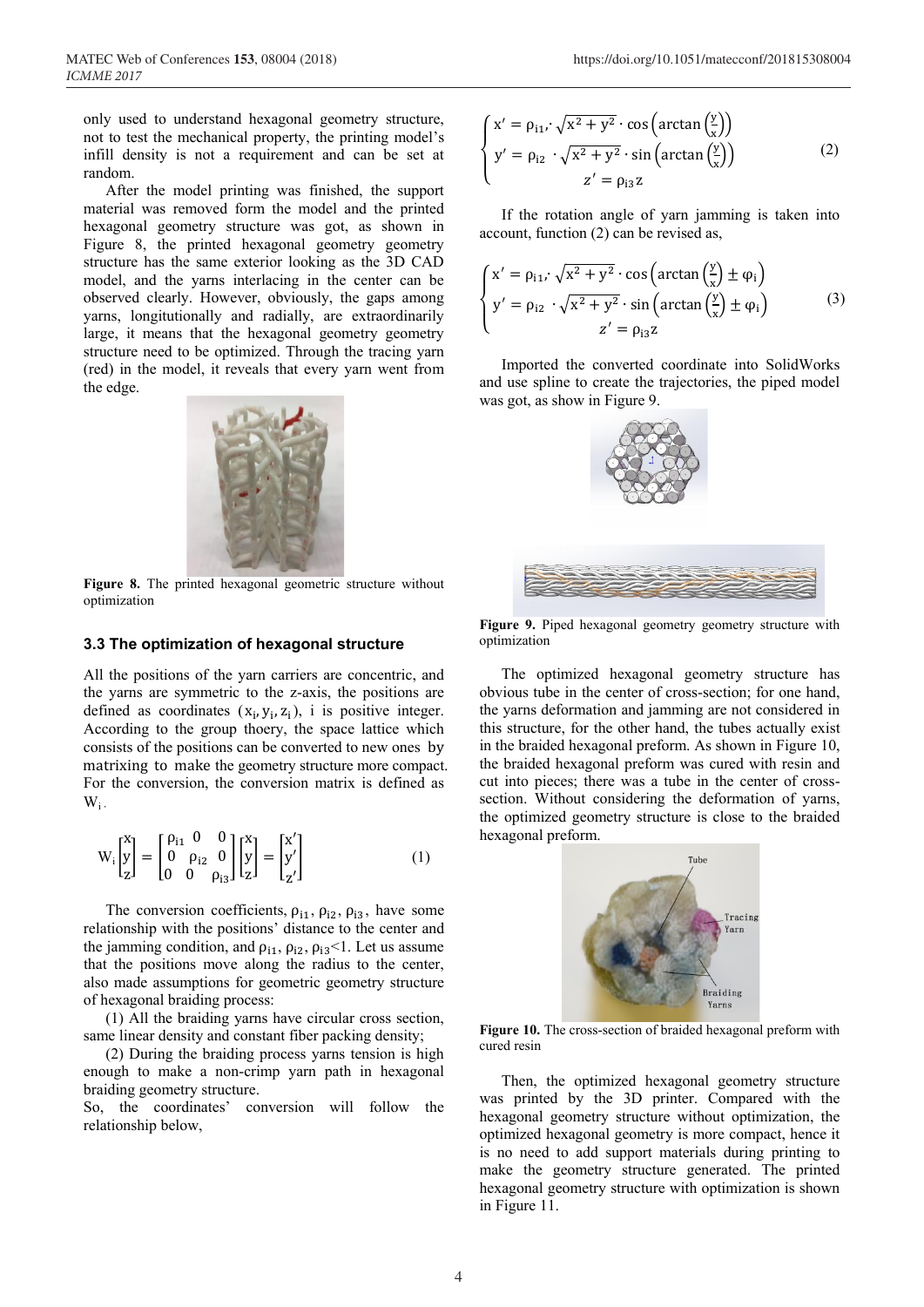only used to understand hexagonal geometry structure, not to test the mechanical property, the printing model's infill density is not a requirement and can be set at random.

After the model printing was finished, the support material was removed form the model and the printed hexagonal geometry structure was got, as shown in Figure 8, the printed hexagonal geometry geometry structure has the same exterior looking as the 3D CAD model, and the yarns interlacing in the center can be observed clearly. However, obviously, the gaps among yarns, longitutionally and radially, are extraordinarily large, it means that the hexagonal geometry geometry structure need to be optimized. Through the tracing yarn (red) in the model, it reveals that every yarn went from the edge.

**Figure 8.** The printed hexagonal geometric structure without optimization

### 3.3 The optimization of hexagonal structure

All the positions of the yarn carriers are concentric, and the yarns are symmetric to the z-axis, the positions are defined as coordinates $(x_i, y_i, z_i)$, i is positive integer. According to the group thoery, the space lattice which consists of the positions can be converted to new ones by matrixing to make the geometry structure more compact. For the conversion, the conversion matrix is defined as $W_i$.

$$W_i \begin{bmatrix} x \\ y \\ z \end{bmatrix} = \begin{bmatrix} \rho_{i1} & 0 & 0 \\ 0 & \rho_{i2} & 0 \\ 0 & 0 & \rho_{i3} \end{bmatrix} \begin{bmatrix} x \\ y \\ z \end{bmatrix} = \begin{bmatrix} x' \\ y' \\ z' \end{bmatrix} \tag{1}$$

The conversion coefficients, $\rho_{i1}, \rho_{i2}, \rho_{i3}$, have some relationship with the positions' distance to the center and the jamming condition, and $\rho_{i1}, \rho_{i2}, \rho_{i3}$<1. Let us assume that the positions move along the radius to the center, also made assumptions for geometric geometry structure of hexagonal braiding process:

(1) All the braiding yarns have circular cross section, same linear density and constant fiber packing density;

(2) During the braiding process yarns tension is high enough to make a non-crimp yarn path in hexagonal braiding geometry structure.

So, the coordinates' conversion will follow the relationship below,

$$\begin{cases} x' = \rho_{i1} \cdot \sqrt{x^2 + y^2} \cdot \cos\left(\arctan\left(\frac{y}{x}\right)\right) \\ y' = \rho_{i2} \cdot \sqrt{x^2 + y^2} \cdot \sin\left(\arctan\left(\frac{y}{x}\right)\right) \\ z' = \rho_{i3} z \end{cases} \tag{2}$$

If the rotation angle of yarn jamming is taken into account, function (2) can be revised as,

$$\begin{cases} x' = \rho_{i1} \cdot \sqrt{x^2 + y^2} \cdot \cos\left(\arctan\left(\frac{y}{x}\right) \pm \varphi_i\right) \\ y' = \rho_{i2} \cdot \sqrt{x^2 + y^2} \cdot \sin\left(\arctan\left(\frac{y}{x}\right) \pm \varphi_i\right) \\ z' = \rho_{i3} z \end{cases} \tag{3}$$

Imported the converted coordinate into SolidWorks and use spline to create the trajectories, the piped model was got, as show in Figure 9.

**Figure 9.** Piped hexagonal geometry geometry structure with optimization

The optimized hexagonal geometry structure has obvious tube in the center of cross-section; for one hand, the yarns deformation and jamming are not considered in this structure, for the other hand, the tubes actually exist in the braided hexagonal preform. As shown in Figure 10, the braided hexagonal preform was cured with resin and cut into pieces; there was a tube in the center of cross-section. Without considering the deformation of yarns, the optimized geometry structure is close to the braided hexagonal preform.

**Figure 10.** The cross-section of braided hexagonal preform with cured resin

Then, the optimized hexagonal geometry structure was printed by the 3D printer. Compared with the hexagonal geometry structure without optimization, the optimized hexagonal geometry is more compact, hence it is no need to add support materials during printing to make the geometry structure generated. The printed hexagonal geometry structure with optimization is shown in Figure 11.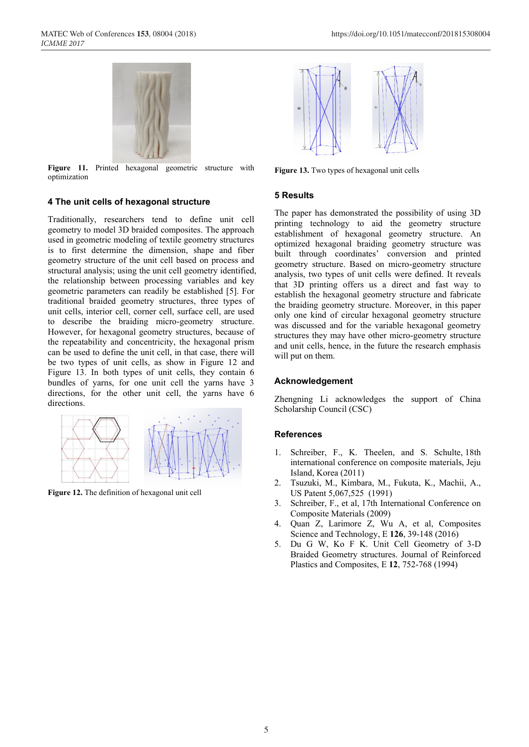Figure 11. Printed hexagonal geometric structure with optimization

## 4 The unit cells of hexagonal structure

Traditionally, researchers tend to define unit cell geometry to model 3D braided composites. The approach used in geometric modeling of textile geometry structures is to first determine the dimension, shape and fiber geometry structure of the unit cell based on process and structural analysis; using the unit cell geometry identified, the relationship between processing variables and key geometric parameters can readily be established [5]. For traditional braided geometry structures, three types of unit cells, interior cell, corner cell, surface cell, are used to describe the braiding micro-geometry structure. However, for hexagonal geometry structures, because of the repeatability and concentricity, the hexagonal prism can be used to define the unit cell, in that case, there will be two types of unit cells, as show in Figure 12 and Figure 13. In both types of unit cells, they contain 6 bundles of yarns, for one unit cell the yarns have 3 directions, for the other unit cell, the yarns have 6 directions.

Figure 12. The definition of hexagonal unit cell

Figure 13. Two types of hexagonal unit cells

## 5 Results

The paper has demonstrated the possibility of using 3D printing technology to aid the geometry structure establishment of hexagonal geometry structure. An optimized hexagonal braiding geometry structure was built through coordinates' conversion and printed geometry structure. Based on micro-geometry structure analysis, two types of unit cells were defined. It reveals that 3D printing offers us a direct and fast way to establish the hexagonal geometry structure and fabricate the braiding geometry structure. Moreover, in this paper only one kind of circular hexagonal geometry structure was discussed and for the variable hexagonal geometry structures they may have other micro-geometry structure and unit cells, hence, in the future the research emphasis will put on them.

## Acknowledgement

Zhengning Li acknowledges the support of China Scholarship Council (CSC)

## References

1. Schreiber, F., K. Theelen, and S. Schulte, 18th international conference on composite materials, Jeju Island, Korea (2011)
2. Tsuzuki, M., Kimbara, M., Fukuta, K., Machii, A., US Patent 5,067,525 (1991)
3. Schreiber, F., et al, 17th International Conference on Composite Materials (2009)
4. Quan Z, Larimore Z, Wu A, et al, Composites Science and Technology, E **126**, 39-148 (2016)
5. Du G W, Ko F K. Unit Cell Geometry of 3-D Braided Geometry structures. Journal of Reinforced Plastics and Composites, E **12**, 752-768 (1994)